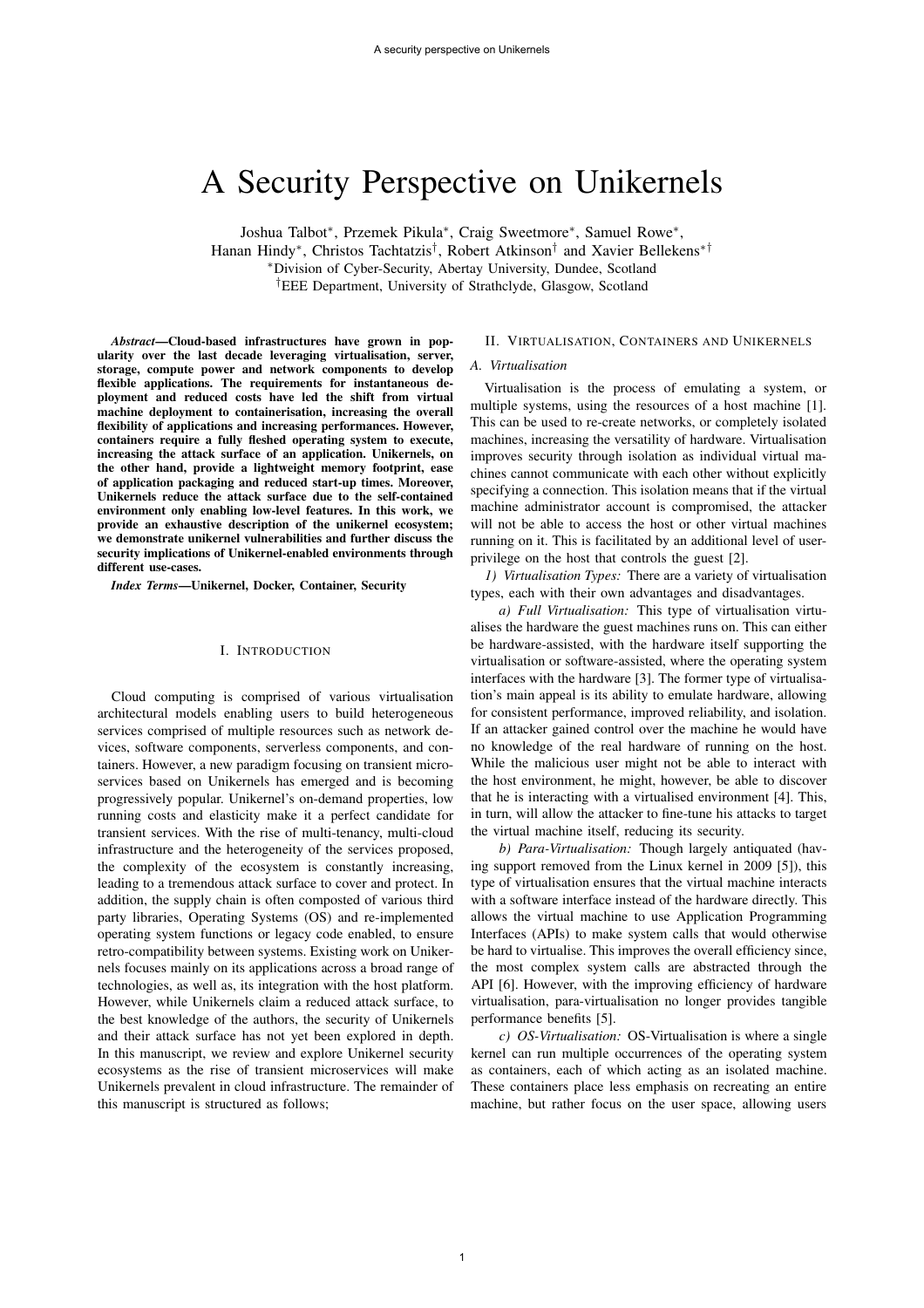# A Security Perspective on Unikernels

Joshua Talbot*, Przemek Pikula*, Craig Sweetmore*, Samuel Rowe*,
Hanan Hindy*, Christos Tachtatzis†, Robert Atkinson† and Xavier Bellekens*†

*Division of Cyber-Security, Abertay University, Dundee, Scotland
†EEE Department, University of Strathclyde, Glasgow, Scotland

***Abstract*—Cloud-based infrastructures have grown in popularity over the last decade leveraging virtualisation, server, storage, compute power and network components to develop flexible applications. The requirements for instantaneous deployment and reduced costs have led the shift from virtual machine deployment to containerisation, increasing the overall flexibility of applications and increasing performances. However, containers require a fully fleshed operating system to execute, increasing the attack surface of an application. Unikernels, on the other hand, provide a lightweight memory footprint, ease of application packaging and reduced start-up times. Moreover, Unikernels reduce the attack surface due to the self-contained environment only enabling low-level features. In this work, we provide an exhaustive description of the unikernel ecosystem; we demonstrate unikernel vulnerabilities and further discuss the security implications of Unikernel-enabled environments through different use-cases.**

***Index Terms*—Unikernel, Docker, Container, Security**

## I. Introduction

Cloud computing is comprised of various virtualisation architectural models enabling users to build heterogeneous services comprised of multiple resources such as network devices, software components, serverless components, and containers. However, a new paradigm focusing on transient microservices based on Unikernels has emerged and is becoming progressively popular. Unikernel's on-demand properties, low running costs and elasticity make it a perfect candidate for transient services. With the rise of multi-tenancy, multi-cloud infrastructure and the heterogeneity of the services proposed, the complexity of the ecosystem is constantly increasing, leading to a tremendous attack surface to cover and protect. In addition, the supply chain is often compostod of various third party libraries, Operating Systems (OS) and re-implemented operating system functions or legacy code enabled, to ensure retro-compatibility between systems. Existing work on Unikernels focuses mainly on its applications across a broad range of technologies, as well as, its integration with the host platform. However, while Unikernels claim a reduced attack surface, to the best knowledge of the authors, the security of Unikernels and their attack surface has not yet been explored in depth. In this manuscript, we review and explore Unikernel security ecosystems as the rise of transient microservices will make Unikernels prevalent in cloud infrastructure. The remainder of this manuscript is structured as follows;

## II. Virtualisation, Containers and Unikernels

### A. Virtualisation

Virtualisation is the process of emulating a system, or multiple systems, using the resources of a host machine [1]. This can be used to re-create networks, or completely isolated machines, increasing the versatility of hardware. Virtualisation improves security through isolation as individual virtual machines cannot communicate with each other without explicitly specifying a connection. This isolation means that if the virtual machine administrator account is compromised, the attacker will not be able to access the host or other virtual machines running on it. This is facilitated by an additional level of user-privilege on the host that controls the guest [2].

*1) Virtualisation Types:* There are a variety of virtualisation types, each with their own advantages and disadvantages.

*a) Full Virtualisation:* This type of virtualisation virtualises the hardware the guest machines runs on. This can either be hardware-assisted, with the hardware itself supporting the virtualisation or software-assisted, where the operating system interfaces with the hardware [3]. The former type of virtualisation's main appeal is its ability to emulate hardware, allowing for consistent performance, improved reliability, and isolation. If an attacker gained control over the machine he would have no knowledge of the real hardware of running on the host. While the malicious user might not be able to interact with the host environment, he might, however, be able to discover that he is interacting with a virtualised environment [4]. This, in turn, will allow the attacker to fine-tune his attacks to target the virtual machine itself, reducing its security.

*b) Para-Virtualisation:* Though largely antiquated (having support removed from the Linux kernel in 2009 [5]), this type of virtualisation ensures that the virtual machine interacts with a software interface instead of the hardware directly. This allows the virtual machine to use Application Programming Interfaces (APIs) to make system calls that would otherwise be hard to virtualise. This improves the overall efficiency since, the most complex system calls are abstracted through the API [6]. However, with the improving efficiency of hardware virtualisation, para-virtualisation no longer provides tangible performance benefits [5].

*c) OS-Virtualisation:* OS-Virtualisation is where a single kernel can run multiple occurrences of the operating system as containers, each of which acting as an isolated machine. These containers place less emphasis on recreating an entire machine, but rather focus on the user space, allowing users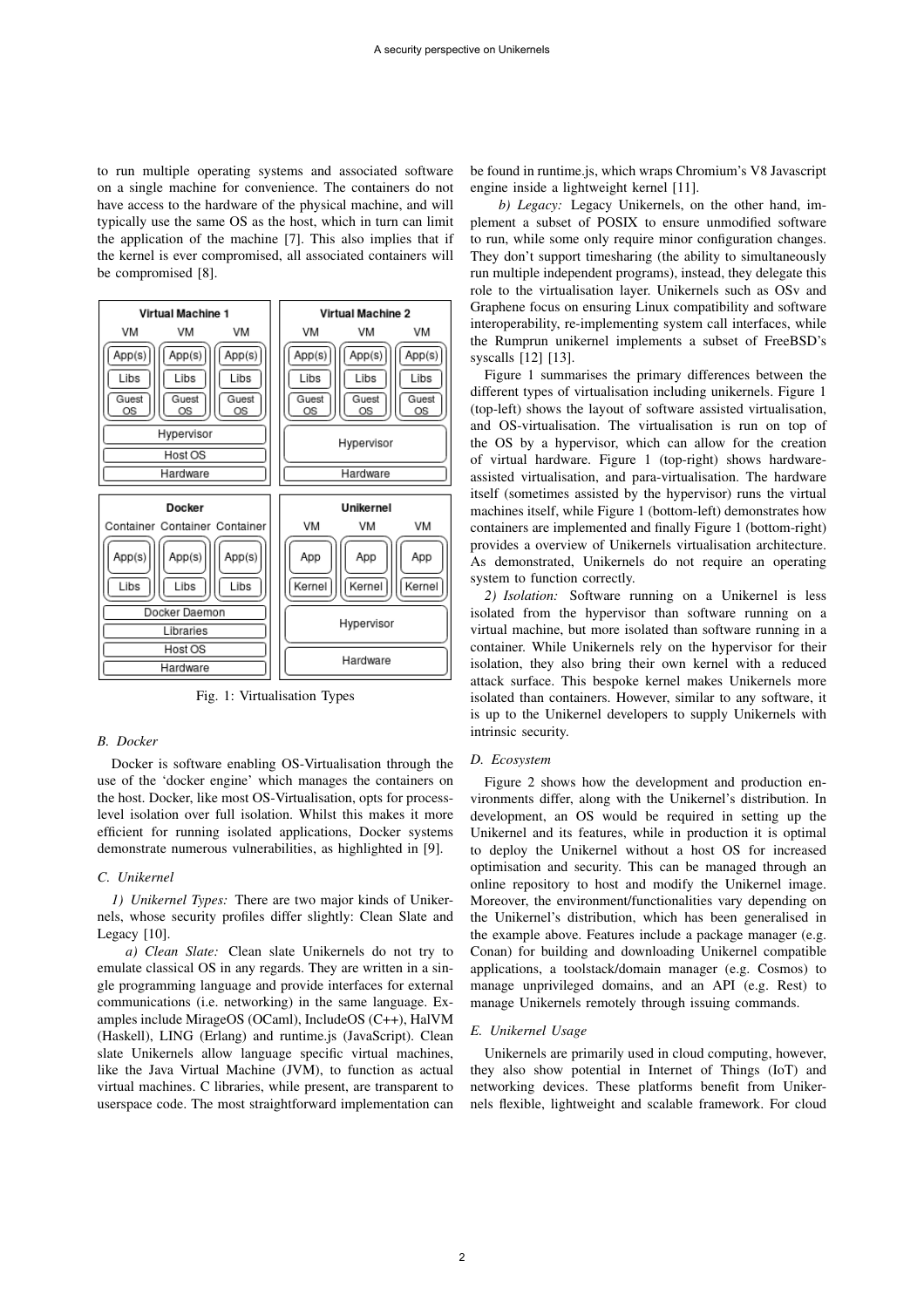to run multiple operating systems and associated software on a single machine for convenience. The containers do not have access to the hardware of the physical machine, and will typically use the same OS as the host, which in turn can limit the application of the machine [7]. This also implies that if the kernel is ever compromised, all associated containers will be compromised [8].

Fig. 1: Virtualisation Types

### B. Docker

Docker is software enabling OS-Virtualisation through the use of the 'docker engine' which manages the containers on the host. Docker, like most OS-Virtualisation, opts for process-level isolation over full isolation. Whilst this makes it more efficient for running isolated applications, Docker systems demonstrate numerous vulnerabilities, as highlighted in [9].

### C. Unikernel

*1) Unikernel Types:* There are two major kinds of Unikernels, whose security profiles differ slightly: Clean Slate and Legacy [10].

*a) Clean Slate:* Clean slate Unikernels do not try to emulate classical OS in any regards. They are written in a single programming language and provide interfaces for external communications (i.e. networking) in the same language. Examples include MirageOS (OCaml), IncludeOS (C++), HalVM (Haskell), LING (Erlang) and runtime.js (JavaScript). Clean slate Unikernels allow language specific virtual machines, like the Java Virtual Machine (JVM), to function as actual virtual machines. C libraries, while present, are transparent to userspace code. The most straightforward implementation can be found in runtime.js, which wraps Chromium's V8 Javascript engine inside a lightweight kernel [11].

*b) Legacy:* Legacy Unikernels, on the other hand, implement a subset of POSIX to ensure unmodified software to run, while some only require minor configuration changes. They don't support timesharing (the ability to simultaneously run multiple independent programs), instead, they delegate this role to the virtualisation layer. Unikernels such as OSv and Graphene focus on ensuring Linux compatibility and software interoperability, re-implementing system call interfaces, while the Rumprun unikernel implements a subset of FreeBSD's syscalls [12] [13].

Figure 1 summarises the primary differences between the different types of virtualisation including unikernels. Figure 1 (top-left) shows the layout of software assisted virtualisation, and OS-virtualisation. The virtualisation is run on top of the OS by a hypervisor, which can allow for the creation of virtual hardware. Figure 1 (top-right) shows hardware-assisted virtualisation, and para-virtualisation. The hardware itself (sometimes assisted by the hypervisor) runs the virtual machines itself, while Figure 1 (bottom-left) demonstrates how containers are implemented and finally Figure 1 (bottom-right) provides a overview of Unikernels virtualisation architecture. As demonstrated, Unikernels do not require an operating system to function correctly.

*2) Isolation:* Software running on a Unikernel is less isolated from the hypervisor than software running on a virtual machine, but more isolated than software running in a container. While Unikernels rely on the hypervisor for their isolation, they also bring their own kernel with a reduced attack surface. This bespoke kernel makes Unikernels more isolated than containers. However, similar to any software, it is up to the Unikernel developers to supply Unikernels with intrinsic security.

### D. Ecosystem

Figure 2 shows how the development and production environments differ, along with the Unikernel's distribution. In development, an OS would be required in setting up the Unikernel and its features, while in production it is optimal to deploy the Unikernel without a host OS for increased optimisation and security. This can be managed through an online repository to host and modify the Unikernel image. Moreover, the environment/functionalities vary depending on the Unikernel's distribution, which has been generalised in the example above. Features include a package manager (e.g. Conan) for building and downloading Unikernel compatible applications, a toolstack/domain manager (e.g. Cosmos) to manage unprivileged domains, and an API (e.g. Rest) to manage Unikernels remotely through issuing commands.

### E. Unikernel Usage

Unikernels are primarily used in cloud computing, however, they also show potential in Internet of Things (IoT) and networking devices. These platforms benefit from Unikernels flexible, lightweight and scalable framework. For cloud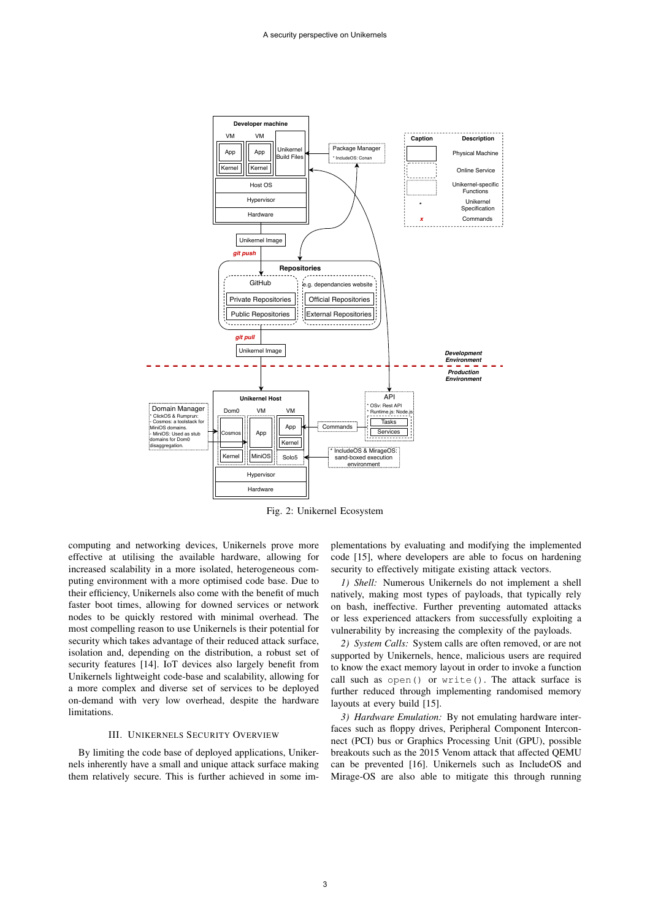Fig. 2: Unikernel Ecosystem

computing and networking devices, Unikernels prove more effective at utilising the available hardware, allowing for increased scalability in a more isolated, heterogeneous computing environment with a more optimised code base. Due to their efficiency, Unikernels also come with the benefit of much faster boot times, allowing for downed services or network nodes to be quickly restored with minimal overhead. The most compelling reason to use Unikernels is their potential for security which takes advantage of their reduced attack surface, isolation and, depending on the distribution, a robust set of security features [14]. IoT devices also largely benefit from Unikernels lightweight code-base and scalability, allowing for a more complex and diverse set of services to be deployed on-demand with very low overhead, despite the hardware limitations.

## III. Unikernels Security Overview

By limiting the code base of deployed applications, Unikernels inherently have a small and unique attack surface making them relatively secure. This is further achieved in some implementations by evaluating and modifying the implemented code [15], where developers are able to focus on hardening security to efficiently mitigate existing attack vectors.

*1) Shell:* Numerous Unikernels do not implement a shell natively, making most types of payloads, that typically rely on bash, ineffective. Further preventing automated attacks or less experienced attackers from successfully exploiting a vulnerability by increasing the complexity of the payloads.

*2) System Calls:* System calls are often removed, or are not supported by Unikernels, hence, malicious users are required to know the exact memory layout in order to invoke a function call such as `open()` or `write()`. The attack surface is further reduced through implementing randomised memory layouts at every build [15].

*3) Hardware Emulation:* By not emulating hardware interfaces such as floppy drives, Peripheral Component Interconnect (PCI) bus or Graphics Processing Unit (GPU), possible breakouts such as the 2015 Venom attack that affected QEMU can be prevented [16]. Unikernels such as IncludeOS and Mirage-OS are also able to mitigate this through running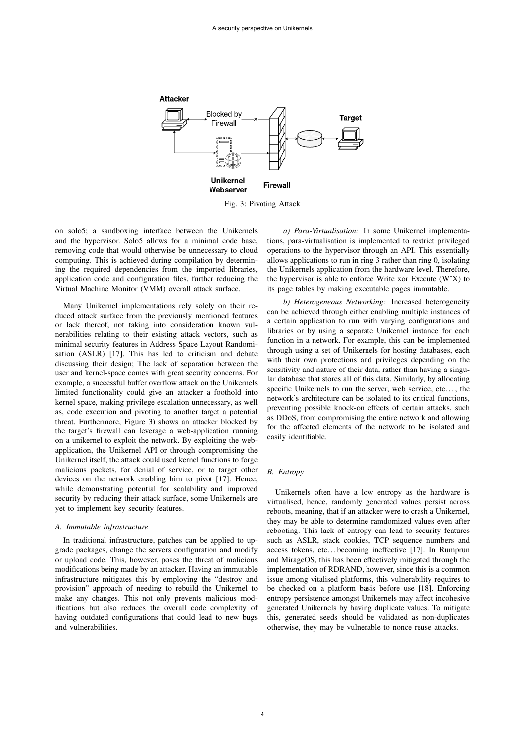Fig. 3: Pivoting Attack

on solo5; a sandboxing interface between the Unikernels and the hypervisor. Solo5 allows for a minimal code base, removing code that would otherwise be unnecessary to cloud computing. This is achieved during compilation by determining the required dependencies from the imported libraries, application code and configuration files, further reducing the Virtual Machine Monitor (VMM) overall attack surface.

Many Unikernel implementations rely solely on their reduced attack surface from the previously mentioned features or lack thereof, not taking into consideration known vulnerabilities relating to their existing attack vectors, such as minimal security features in Address Space Layout Randomisation (ASLR) [17]. This has led to criticism and debate discussing their design; The lack of separation between the user and kernel-space comes with great security concerns. For example, a successful buffer overflow attack on the Unikernels limited functionality could give an attacker a foothold into kernel space, making privilege escalation unnecessary, as well as, code execution and pivoting to another target a potential threat. Furthermore, Figure 3) shows an attacker blocked by the target's firewall can leverage a web-application running on a unikernel to exploit the network. By exploiting the web-application, the Unikernel API or through compromising the Unikernel itself, the attack could used kernel functions to forge malicious packets, for denial of service, or to target other devices on the network enabling him to pivot [17]. Hence, while demonstrating potential for scalability and improved security by reducing their attack surface, some Unikernels are yet to implement key security features.

### A. Immutable Infrastructure

In traditional infrastructure, patches can be applied to upgrade packages, change the servers configuration and modify or upload code. This, however, poses the threat of malicious modifications being made by an attacker. Having an immutable infrastructure mitigates this by employing the "destroy and provision" approach of needing to rebuild the Unikernel to make any changes. This not only prevents malicious modifications but also reduces the overall code complexity of having outdated configurations that could lead to new bugs and vulnerabilities.

*a) Para-Virtualisation:* In some Unikernel implementations, para-virtualisation is implemented to restrict privileged operations to the hypervisor through an API. This essentially allows applications to run in ring 3 rather than ring 0, isolating the Unikernels application from the hardware level. Therefore, the hypervisor is able to enforce Write xor Execute (W^X) to its page tables by making executable pages immutable.

*b) Heterogeneous Networking:* Increased heterogeneity can be achieved through either enabling multiple instances of a certain application to run with varying configurations and libraries or by using a separate Unikernel instance for each function in a network. For example, this can be implemented through using a set of Unikernels for hosting databases, each with their own protections and privileges depending on the sensitivity and nature of their data, rather than having a singular database that stores all of this data. Similarly, by allocating specific Unikernels to run the server, web service, etc..., the network's architecture can be isolated to its critical functions, preventing possible knock-on effects of certain attacks, such as DDoS, from compromising the entire network and allowing for the affected elements of the network to be isolated and easily identifiable.

### B. Entropy

Unikernels often have a low entropy as the hardware is virtualised, hence, randomly generated values persist across reboots, meaning, that if an attacker were to crash a Unikernel, they may be able to determine ramdomized values even after rebooting. This lack of entropy can lead to security features such as ASLR, stack cookies, TCP sequence numbers and access tokens, etc... becoming ineffective [17]. In Rumprun and MirageOS, this has been effectively mitigated through the implementation of RDRAND, however, since this is a common issue among vitalised platforms, this vulnerability requires to be checked on a platform basis before use [18]. Enforcing entropy persistence amongst Unikernels may affect incohesive generated Unikernels by having duplicate values. To mitigate this, generated seeds should be validated as non-duplicates otherwise, they may be vulnerable to nonce reuse attacks.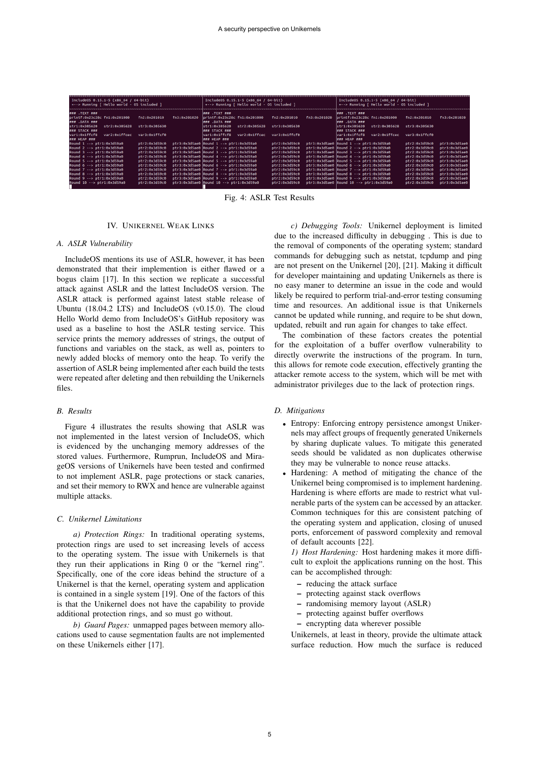Fig. 4: ASLR Test Results

## IV. Unikernel Weak Links

### A. ASLR Vulnerability

IncludeOS mentions its use of ASLR, however, it has been demonstrated that their implemention is either flawed or a bogus claim [17]. In this section we replicate a successful attack against ASLR and the lattest IncludeOS version. The ASLR attack is performed against latest stable release of Ubuntu (18.04.2 LTS) and IncludeOS (v0.15.0). The cloud Hello World demo from IncludeOS's GitHub repository was used as a baseline to host the ASLR testing service. This service prints the memory addresses of strings, the output of functions and variables on the stack, as well as, pointers to newly added blocks of memory onto the heap. To verify the assertion of ASLR being implemented after each build the tests were repeated after deleting and then rebuilding the Unikernels files.

### B. Results

Figure 4 illustrates the results showing that ASLR was not implemented in the latest version of IncludeOS, which is evidenced by the unchanging memory addresses of the stored values. Furthermore, Rumprun, IncludeOS and MirageOS versions of Unikernels have been tested and confirmed to not implement ASLR, page protections or stack canaries, and set their memory to RWX and hence are vulnerable against multiple attacks.

### C. Unikernel Limitations

*a) Protection Rings:* In traditional operating systems, protection rings are used to set increasing levels of access to the operating system. The issue with Unikernels is that they run their applications in Ring 0 or the "kernel ring". Specifically, one of the core ideas behind the structure of a Unikernel is that the kernel, operating system and application is contained in a single system [19]. One of the factors of this is that the Unikernel does not have the capability to provide additional protection rings, and so must go without.

*b) Guard Pages:* unmapped pages between memory allocations used to cause segmentation faults are not implemented on these Unikernels either [17].

*c) Debugging Tools:* Unikernel deployment is limited due to the increased difficulty in debugging . This is due to the removal of components of the operating system; standard commands for debugging such as netstat, tcpdump and ping are not present on the Unikernel [20], [21]. Making it difficult for developer maintaining and updating Unikernels as there is no easy maner to determine an issue in the code and would likely be required to perform trial-and-error testing consuming time and resources. An additional issue is that Unikernels cannot be updated while running, and require to be shut down, updated, rebuilt and run again for changes to take effect.

The combination of these factors creates the potential for the exploitation of a buffer overflow vulnerability to directly overwrite the instructions of the program. In turn, this allows for remote code execution, effectively granting the attacker remote access to the system, which will be met with administrator privileges due to the lack of protection rings.

### D. Mitigations

- Entropy: Enforcing entropy persistence amongst Unikernels may affect groups of frequently generated Unikernels by sharing duplicate values. To mitigate this generated seeds should be validated as non duplicates otherwise they may be vulnerable to nonce reuse attacks.
- Hardening: A method of mitigating the chance of the Unikernel being compromised is to implement hardening. Hardening is where efforts are made to restrict what vulnerable parts of the system can be accessed by an attacker. Common techniques for this are consistent patching of the operating system and application, closing of unused ports, enforcement of password complexity and removal of default accounts [22].

  *1) Host Hardening:* Host hardening makes it more difficult to exploit the applications running on the host. This can be accomplished through:

  - reducing the attack surface
  - protecting against stack overflows
  - randomising memory layout (ASLR)
  - protecting against buffer overflows
  - encrypting data wherever possible

  Unikernels, at least in theory, provide the ultimate attack surface reduction. How much the surface is reduced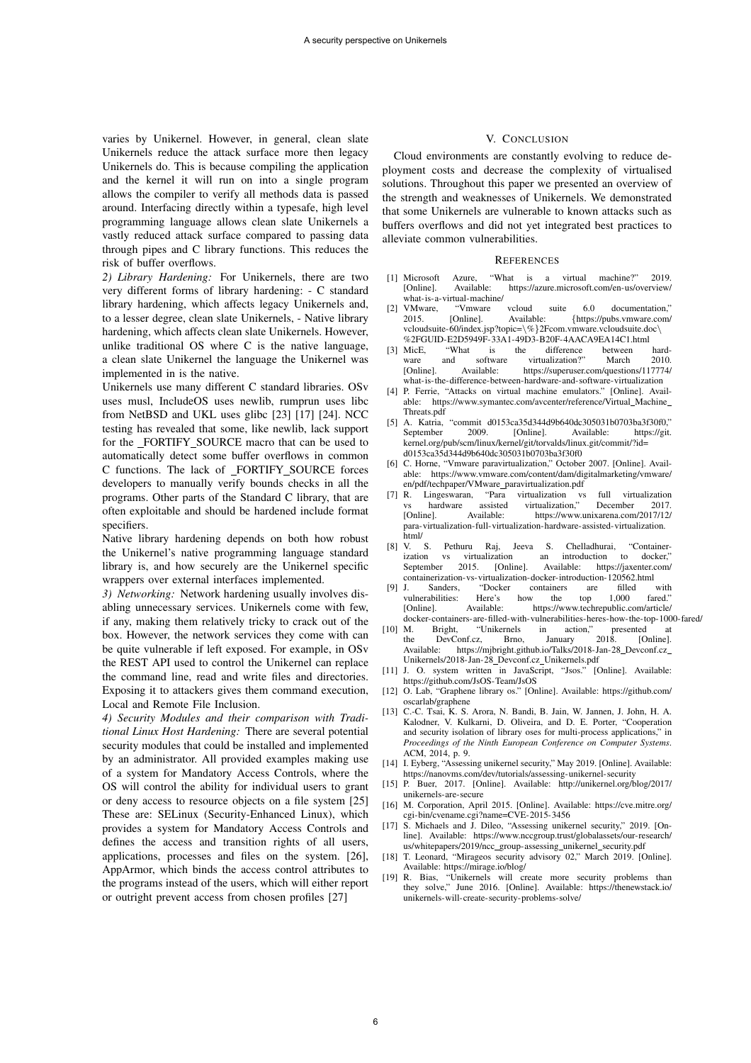varies by Unikernel. However, in general, clean slate Unikernels reduce the attack surface more then legacy Unikernels do. This is because compiling the application and the kernel it will run on into a single program allows the compiler to verify all methods data is passed around. Interfacing directly within a typesafe, high level programming language allows clean slate Unikernels a vastly reduced attack surface compared to passing data through pipes and C library functions. This reduces the risk of buffer overflows.

*2) Library Hardening:* For Unikernels, there are two very different forms of library hardening: - C standard library hardening, which affects legacy Unikernels and, to a lesser degree, clean slate Unikernels, - Native library hardening, which affects clean slate Unikernels. However, unlike traditional OS where C is the native language, a clean slate Unikernel the language the Unikernel was implemented in is the native.

Unikernels use many different C standard libraries. OSv uses musl, IncludeOS uses newlib, rumprun uses libc from NetBSD and UKL uses glibc [23] [17] [24]. NCC testing has revealed that some, like newlib, lack support for the _FORTIFY_SOURCE macro that can be used to automatically detect some buffer overflows in common C functions. The lack of _FORTIFY_SOURCE forces developers to manually verify bounds checks in all the programs. Other parts of the Standard C library, that are often exploitable and should be hardened include format specifiers.

Native library hardening depends on both how robust the Unikernel's native programming language standard library is, and how securely are the Unikernel specific wrappers over external interfaces implemented.

*3) Networking:* Network hardening usually involves disabling unnecessary services. Unikernels come with few, if any, making them relatively tricky to crack out of the box. However, the network services they come with can be quite vulnerable if left exposed. For example, in OSv the REST API used to control the Unikernel can replace the command line, read and write files and directories. Exposing it to attackers gives them command execution, Local and Remote File Inclusion.

*4) Security Modules and their comparison with Traditional Linux Host Hardening:* There are several potential security modules that could be installed and implemented by an administrator. All provided examples making use of a system for Mandatory Access Controls, where the OS will control the ability for individual users to grant or deny access to resource objects on a file system [25] These are: SELinux (Security-Enhanced Linux), which provides a system for Mandatory Access Controls and defines the access and transition rights of all users, applications, processes and files on the system. [26], AppArmor, which binds the access control attributes to the programs instead of the users, which will either report or outright prevent access from chosen profiles [27]

## V. Conclusion

Cloud environments are constantly evolving to reduce deployment costs and decrease the complexity of virtualised solutions. Throughout this paper we presented an overview of the strength and weaknesses of Unikernels. We demonstrated that some Unikernels are vulnerable to known attacks such as buffers overflows and did not yet integrated best practices to alleviate common vulnerabilities.

## References

[1] Microsoft Azure, "What is a virtual machine?" 2019. [Online]. Available: https://azure.microsoft.com/en-us/overview/what-is-a-virtual-machine/

[2] VMware, "Vmware vcloud suite 6.0 documentation," 2015. [Online]. Available: {https://pubs.vmware.com/vcloudsuite-60/index.jsp?topic=\%}2Fcom.vmware.vcloudsuite.doc\%2FGUID-E2D5949F-33A1-49D3-B20F-4AACA9EA14C1.html

[3] MicE, "What is the difference between hardware and software virtualization?" March 2010. [Online]. Available: https://superuser.com/questions/117774/what-is-the-difference-between-hardware-and-software-virtualization

[4] P. Ferrie, "Attacks on virtual machine emulators." [Online]. Available: https://www.symantec.com/avcenter/reference/Virtual_Machine_Threats.pdf

[5] A. Katria, "commit d0153ca35d344d9b640dc305031b0703ba3f30f0," September 2009. [Online]. Available: https://git.kernel.org/pub/scm/linux/kernel/git/torvalds/linux.git/commit/?id=d0153ca35d344d9b640dc305031b0703ba3f30f0

[6] C. Horne, "Vmware paravirtualization," October 2007. [Online]. Available: https://www.vmware.com/content/dam/digitalmarketing/vmware/en/pdf/techpaper/VMware_paravirtualization.pdf

[7] R. Lingeswaran, "Para virtualization vs full virtualization vs hardware assisted virtualization," December 2017. [Online]. Available: https://www.unixarena.com/2017/12/para-virtualization-full-virtualization-hardware-assisted-virtualization.html/

[8] V. S. Pethuru Raj, Jeeva S. Chelladhurai, "Containerization vs virtualization an introduction to docker," September 2015. [Online]. Available: https://jaxenter.com/containerization-vs-virtualization-docker-introduction-120562.html

[9] J. Sanders, "Docker containers are filled with vulnerabilities: Here's how the top 1,000 fared." [Online]. Available: https://www.techrepublic.com/article/docker-containers-are-filled-with-vulnerabilities-heres-how-the-top-1000-fared/

[10] M. Bright, "Unikernels in action," presented at the DevConf.cz, Brno, January 2018. [Online]. Available: https://mjbright.github.io/Talks/2018-Jan-28_Devconf.cz_Unikernels/2018-Jan-28_Devconf.cz_Unikernels.pdf

[11] J. O. system written in JavaScript, "Jsos." [Online]. Available: https://github.com/JsOS-Team/JsOS

[12] O. Lab, "Graphene library os." [Online]. Available: https://github.com/oscarlab/graphene

[13] C.-C. Tsai, K. S. Arora, N. Bandi, B. Jain, W. Jannen, J. John, H. A. Kalodner, V. Kulkarni, D. Oliveira, and D. E. Porter, "Cooperation and security isolation of library oses for multi-process applications," in *Proceedings of the Ninth European Conference on Computer Systems*. ACM, 2014, p. 9.

[14] I. Eyberg, "Assessing unikernel security," May 2019. [Online]. Available: https://nanovms.com/dev/tutorials/assessing-unikernel-security

[15] P. Buer, 2017. [Online]. Available: http://unikernel.org/blog/2017/unikernels-are-secure

[16] M. Corporation, April 2015. [Online]. Available: https://cve.mitre.org/cgi-bin/cvename.cgi?name=CVE-2015-3456

[17] S. Michaels and J. Dileo, "Assessing unikernel security," 2019. [Online]. Available: https://www.nccgroup.trust/globalassets/our-research/us/whitepapers/2019/ncc_group-assessing_unikernel_security.pdf

[18] T. Leonard, "Mirageos security advisory 02," March 2019. [Online]. Available: https://mirage.io/blog/

[19] R. Bias, "Unikernels will create more security problems than they solve," June 2016. [Online]. Available: https://thenewstack.io/unikernels-will-create-security-problems-solve/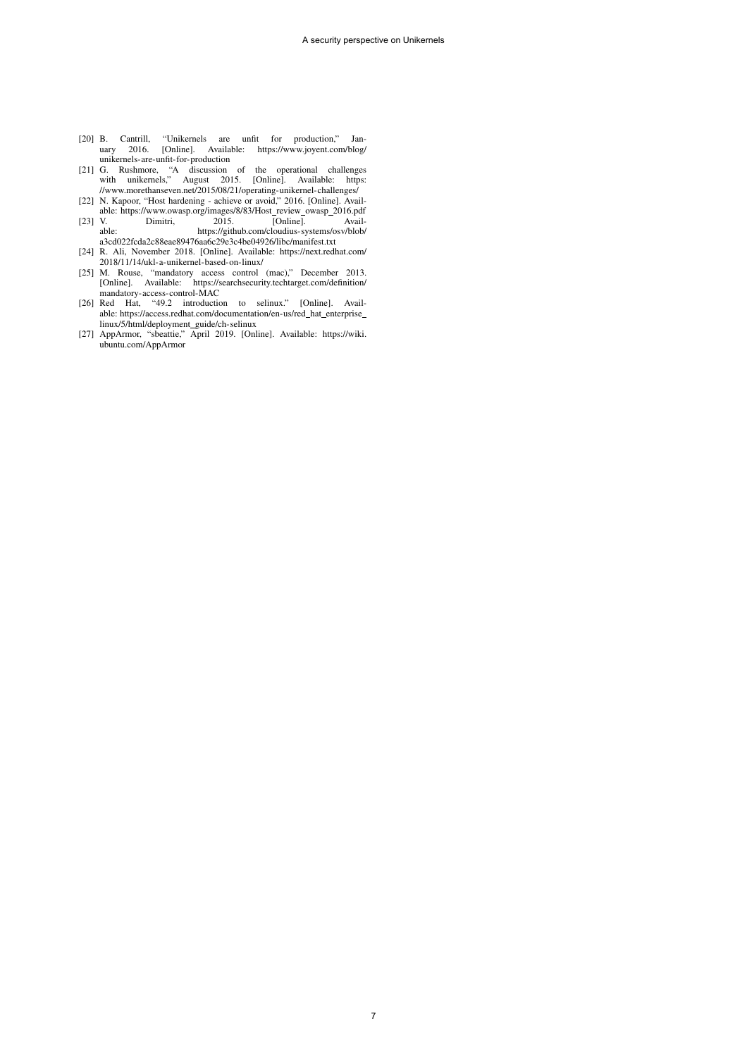[20] B. Cantrill, "Unikernels are unfit for production," January 2016. [Online]. Available: https://www.joyent.com/blog/unikernels-are-unfit-for-production

[21] G. Rushmore, "A discussion of the operational challenges with unikernels," August 2015. [Online]. Available: https://www.morethanseven.net/2015/08/21/operating-unikernel-challenges/

[22] N. Kapoor, "Host hardening - achieve or avoid," 2016. [Online]. Available: https://www.owasp.org/images/8/83/Host_review_owasp_2016.pdf

[23] V. Dimitri, 2015. [Online]. Available: https://github.com/cloudius-systems/osv/blob/a3cd022fcda2c88eae89476aa6c29e3c4be04926/libc/manifest.txt

[24] R. Ali, November 2018. [Online]. Available: https://next.redhat.com/2018/11/14/ukl-a-unikernel-based-on-linux/

[25] M. Rouse, "mandatory access control (mac)," December 2013. [Online]. Available: https://searchsecurity.techtarget.com/definition/mandatory-access-control-MAC

[26] Red Hat, "49.2 introduction to selinux." [Online]. Available: https://access.redhat.com/documentation/en-us/red_hat_enterprise_linux/5/html/deployment_guide/ch-selinux

[27] AppArmor, "sbeattie," April 2019. [Online]. Available: https://wiki.ubuntu.com/AppArmor